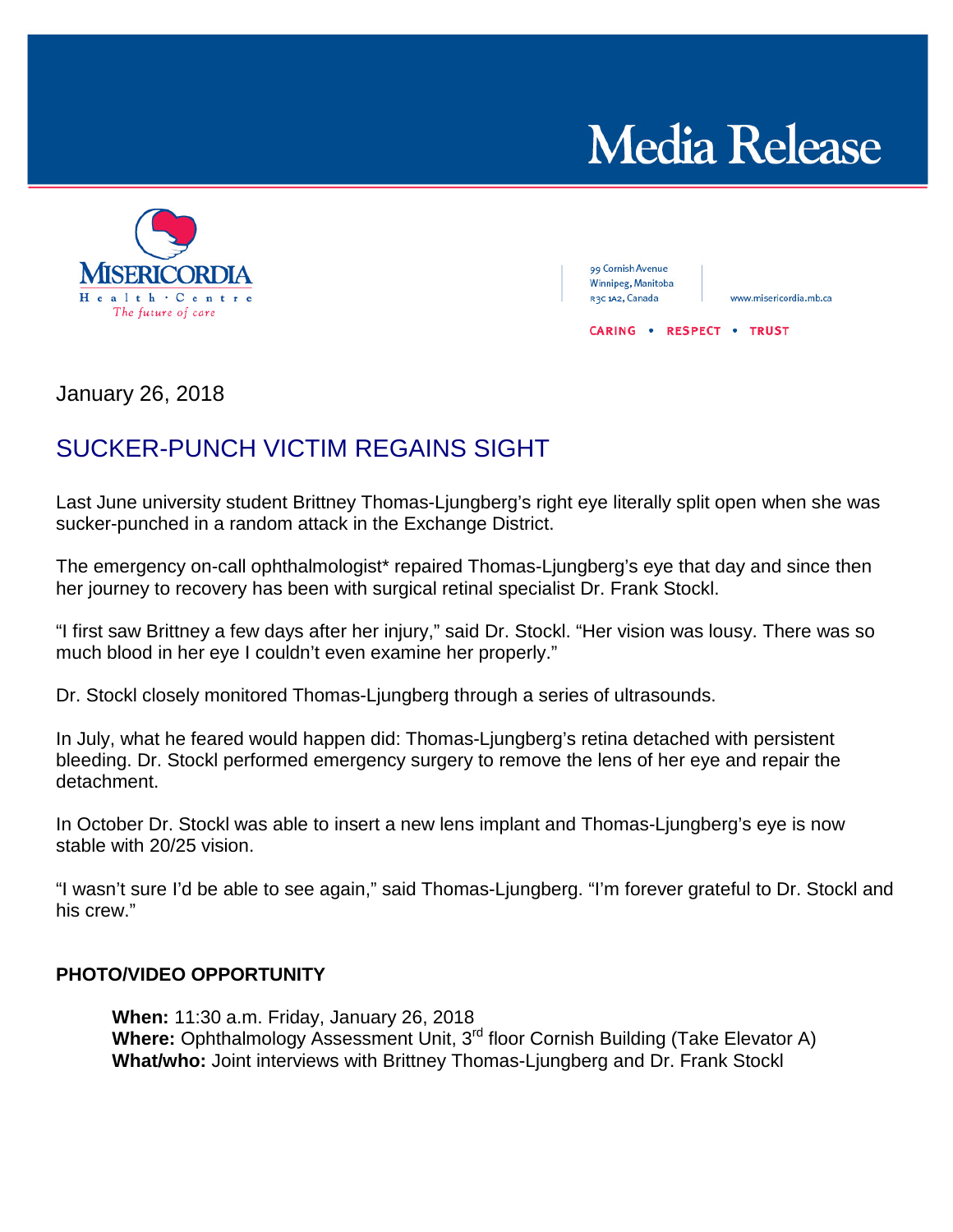# Media Release

MISERICORDIA Health · Centre
*The future of care*

99 Cornish Avenue
Winnipeg, Manitoba
R3C 1A2, Canada

www.misericordia.mb.ca

CARING • RESPECT • TRUST

January 26, 2018

## SUCKER-PUNCH VICTIM REGAINS SIGHT

Last June university student Brittney Thomas-Ljungberg's right eye literally split open when she was sucker-punched in a random attack in the Exchange District.

The emergency on-call ophthalmologist* repaired Thomas-Ljungberg's eye that day and since then her journey to recovery has been with surgical retinal specialist Dr. Frank Stockl.

"I first saw Brittney a few days after her injury," said Dr. Stockl. "Her vision was lousy. There was so much blood in her eye I couldn't even examine her properly."

Dr. Stockl closely monitored Thomas-Ljungberg through a series of ultrasounds.

In July, what he feared would happen did: Thomas-Ljungberg's retina detached with persistent bleeding. Dr. Stockl performed emergency surgery to remove the lens of her eye and repair the detachment.

In October Dr. Stockl was able to insert a new lens implant and Thomas-Ljungberg's eye is now stable with 20/25 vision.

"I wasn't sure I'd be able to see again," said Thomas-Ljungberg. "I'm forever grateful to Dr. Stockl and his crew."

**PHOTO/VIDEO OPPORTUNITY**

**When:** 11:30 a.m. Friday, January 26, 2018
**Where:** Ophthalmology Assessment Unit, 3rd floor Cornish Building (Take Elevator A)
**What/who:** Joint interviews with Brittney Thomas-Ljungberg and Dr. Frank Stockl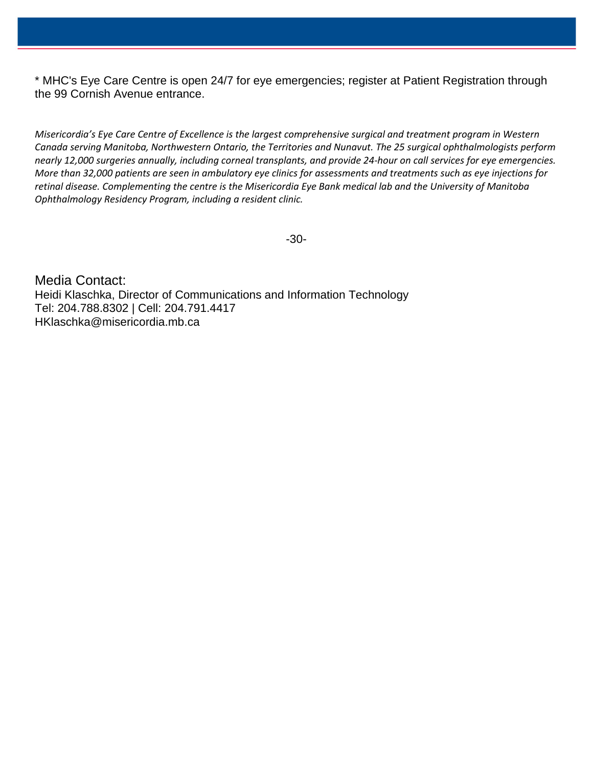* MHC's Eye Care Centre is open 24/7 for eye emergencies; register at Patient Registration through the 99 Cornish Avenue entrance.

*Misericordia's Eye Care Centre of Excellence is the largest comprehensive surgical and treatment program in Western Canada serving Manitoba, Northwestern Ontario, the Territories and Nunavut. The 25 surgical ophthalmologists perform nearly 12,000 surgeries annually, including corneal transplants, and provide 24-hour on call services for eye emergencies. More than 32,000 patients are seen in ambulatory eye clinics for assessments and treatments such as eye injections for retinal disease. Complementing the centre is the Misericordia Eye Bank medical lab and the University of Manitoba Ophthalmology Residency Program, including a resident clinic.*

-30-

Media Contact:
Heidi Klaschka, Director of Communications and Information Technology
Tel: 204.788.8302 | Cell: 204.791.4417
HKlaschka@misericordia.mb.ca